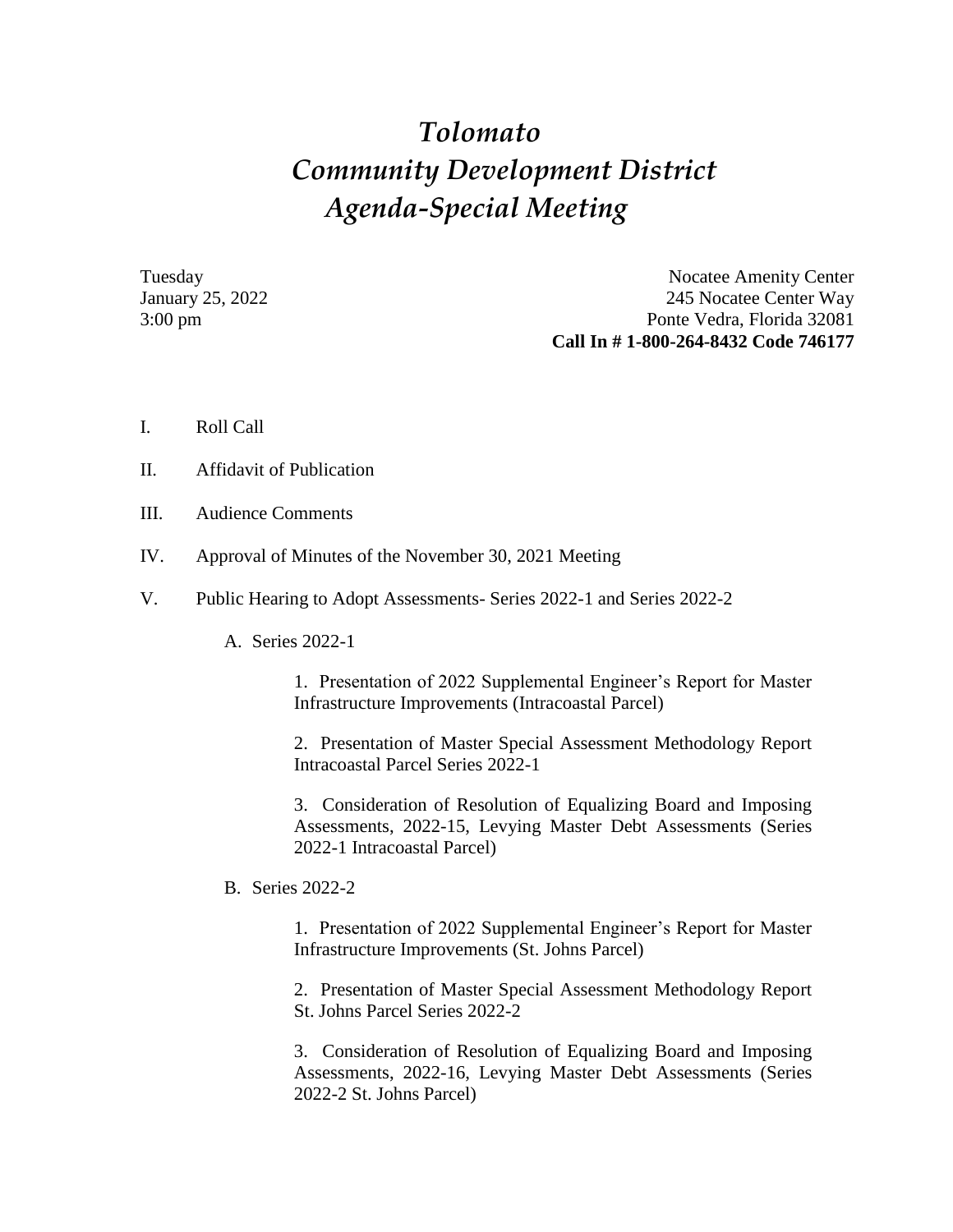# *Tolomato*
# *Community Development District*
# *Agenda-Special Meeting*

Tuesday
January 25, 2022
3:00 pm

Nocatee Amenity Center
245 Nocatee Center Way
Ponte Vedra, Florida 32081
**Call In # 1-800-264-8432 Code 746177**

I. Roll Call

II. Affidavit of Publication

III. Audience Comments

IV. Approval of Minutes of the November 30, 2021 Meeting

V. Public Hearing to Adopt Assessments- Series 2022-1 and Series 2022-2

A. Series 2022-1

1. Presentation of 2022 Supplemental Engineer's Report for Master Infrastructure Improvements (Intracoastal Parcel)

2. Presentation of Master Special Assessment Methodology Report Intracoastal Parcel Series 2022-1

3. Consideration of Resolution of Equalizing Board and Imposing Assessments, 2022-15, Levying Master Debt Assessments (Series 2022-1 Intracoastal Parcel)

B. Series 2022-2

1. Presentation of 2022 Supplemental Engineer's Report for Master Infrastructure Improvements (St. Johns Parcel)

2. Presentation of Master Special Assessment Methodology Report St. Johns Parcel Series 2022-2

3. Consideration of Resolution of Equalizing Board and Imposing Assessments, 2022-16, Levying Master Debt Assessments (Series 2022-2 St. Johns Parcel)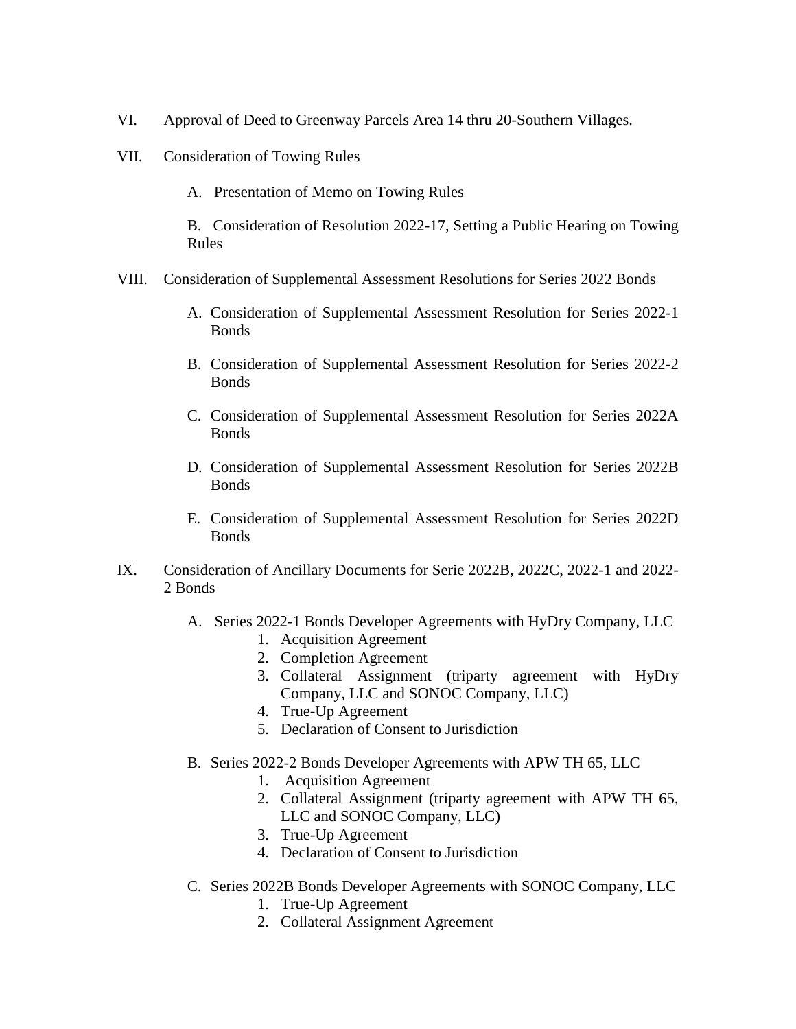VI. Approval of Deed to Greenway Parcels Area 14 thru 20-Southern Villages.

VII. Consideration of Towing Rules

   A. Presentation of Memo on Towing Rules

   B. Consideration of Resolution 2022-17, Setting a Public Hearing on Towing Rules

VIII. Consideration of Supplemental Assessment Resolutions for Series 2022 Bonds

   A. Consideration of Supplemental Assessment Resolution for Series 2022-1 Bonds

   B. Consideration of Supplemental Assessment Resolution for Series 2022-2 Bonds

   C. Consideration of Supplemental Assessment Resolution for Series 2022A Bonds

   D. Consideration of Supplemental Assessment Resolution for Series 2022B Bonds

   E. Consideration of Supplemental Assessment Resolution for Series 2022D Bonds

IX. Consideration of Ancillary Documents for Serie 2022B, 2022C, 2022-1 and 2022-2 Bonds

   A. Series 2022-1 Bonds Developer Agreements with HyDry Company, LLC
      1. Acquisition Agreement
      2. Completion Agreement
      3. Collateral Assignment (triparty agreement with HyDry Company, LLC and SONOC Company, LLC)
      4. True-Up Agreement
      5. Declaration of Consent to Jurisdiction

   B. Series 2022-2 Bonds Developer Agreements with APW TH 65, LLC
      1. Acquisition Agreement
      2. Collateral Assignment (triparty agreement with APW TH 65, LLC and SONOC Company, LLC)
      3. True-Up Agreement
      4. Declaration of Consent to Jurisdiction

   C. Series 2022B Bonds Developer Agreements with SONOC Company, LLC
      1. True-Up Agreement
      2. Collateral Assignment Agreement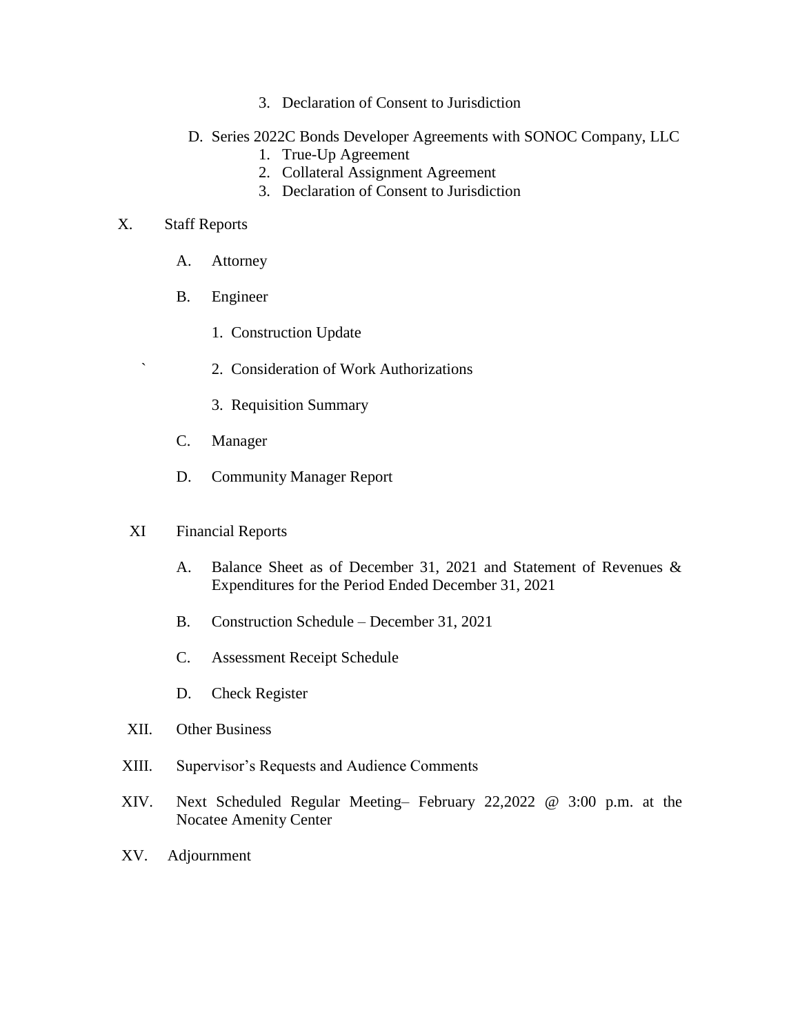3. Declaration of Consent to Jurisdiction

D. Series 2022C Bonds Developer Agreements with SONOC Company, LLC
   1. True-Up Agreement
   2. Collateral Assignment Agreement
   3. Declaration of Consent to Jurisdiction

X. Staff Reports

A. Attorney

B. Engineer

1. Construction Update

2. Consideration of Work Authorizations

3. Requisition Summary

C. Manager

D. Community Manager Report

XI Financial Reports

A. Balance Sheet as of December 31, 2021 and Statement of Revenues & Expenditures for the Period Ended December 31, 2021

B. Construction Schedule – December 31, 2021

C. Assessment Receipt Schedule

D. Check Register

XII. Other Business

XIII. Supervisor's Requests and Audience Comments

XIV. Next Scheduled Regular Meeting– February 22,2022 @ 3:00 p.m. at the Nocatee Amenity Center

XV. Adjournment